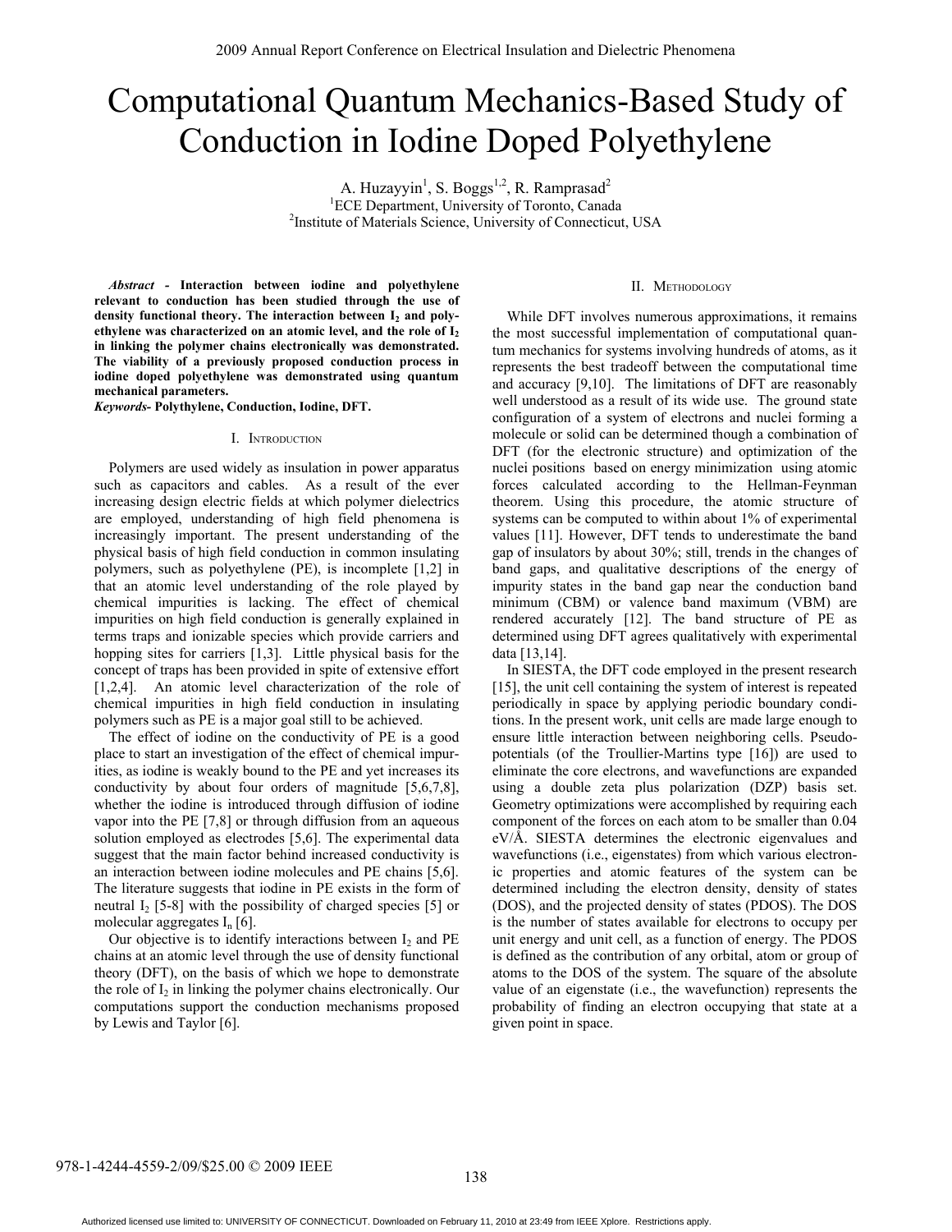# Computational Quantum Mechanics-Based Study of Conduction in Iodine Doped Polyethylene

A. Huzayyin[1], S. Boggs[1,2], R. Ramprasad[2]

[1]ECE Department, University of Toronto, Canada

[2]Institute of Materials Science, University of Connecticut, USA

***Abstract* - Interaction between iodine and polyethylene relevant to conduction has been studied through the use of density functional theory. The interaction between $I_2$ and polyethylene was characterized on an atomic level, and the role of $I_2$ in linking the polymer chains electronically was demonstrated. The viability of a previously proposed conduction process in iodine doped polyethylene was demonstrated using quantum mechanical parameters.**

***Keywords*- Polythylene, Conduction, Iodine, DFT.**

## I. Introduction

Polymers are used widely as insulation in power apparatus such as capacitors and cables. As a result of the ever increasing design electric fields at which polymer dielectrics are employed, understanding of high field phenomena is increasingly important. The present understanding of the physical basis of high field conduction in common insulating polymers, such as polyethylene (PE), is incomplete [1,2] in that an atomic level understanding of the role played by chemical impurities is lacking. The effect of chemical impurities on high field conduction is generally explained in terms traps and ionizable species which provide carriers and hopping sites for carriers [1,3]. Little physical basis for the concept of traps has been provided in spite of extensive effort [1,2,4]. An atomic level characterization of the role of chemical impurities in high field conduction in insulating polymers such as PE is a major goal still to be achieved.

The effect of iodine on the conductivity of PE is a good place to start an investigation of the effect of chemical impurities, as iodine is weakly bound to the PE and yet increases its conductivity by about four orders of magnitude [5,6,7,8], whether the iodine is introduced through diffusion of iodine vapor into the PE [7,8] or through diffusion from an aqueous solution employed as electrodes [5,6]. The experimental data suggest that the main factor behind increased conductivity is an interaction between iodine molecules and PE chains [5,6]. The literature suggests that iodine in PE exists in the form of neutral $I_2$ [5-8] with the possibility of charged species [5] or molecular aggregates $I_n$ [6].

Our objective is to identify interactions between $I_2$ and PE chains at an atomic level through the use of density functional theory (DFT), on the basis of which we hope to demonstrate the role of $I_2$ in linking the polymer chains electronically. Our computations support the conduction mechanisms proposed by Lewis and Taylor [6].

## II. Methodology

While DFT involves numerous approximations, it remains the most successful implementation of computational quantum mechanics for systems involving hundreds of atoms, as it represents the best tradeoff between the computational time and accuracy [9,10]. The limitations of DFT are reasonably well understood as a result of its wide use. The ground state configuration of a system of electrons and nuclei forming a molecule or solid can be determined though a combination of DFT (for the electronic structure) and optimization of the nuclei positions based on energy minimization using atomic forces calculated according to the Hellman-Feynman theorem. Using this procedure, the atomic structure of systems can be computed to within about 1% of experimental values [11]. However, DFT tends to underestimate the band gap of insulators by about 30%; still, trends in the changes of band gaps, and qualitative descriptions of the energy of impurity states in the band gap near the conduction band minimum (CBM) or valence band maximum (VBM) are rendered accurately [12]. The band structure of PE as determined using DFT agrees qualitatively with experimental data [13,14].

In SIESTA, the DFT code employed in the present research [15], the unit cell containing the system of interest is repeated periodically in space by applying periodic boundary conditions. In the present work, unit cells are made large enough to ensure little interaction between neighboring cells. Pseudopotentials (of the Troullier-Martins type [16]) are used to eliminate the core electrons, and wavefunctions are expanded using a double zeta plus polarization (DZP) basis set. Geometry optimizations were accomplished by requiring each component of the forces on each atom to be smaller than 0.04 eV/Å. SIESTA determines the electronic eigenvalues and wavefunctions (i.e., eigenstates) from which various electronic properties and atomic features of the system can be determined including the electron density, density of states (DOS), and the projected density of states (PDOS). The DOS is the number of states available for electrons to occupy per unit energy and unit cell, as a function of energy. The PDOS is defined as the contribution of any orbital, atom or group of atoms to the DOS of the system. The square of the absolute value of an eigenstate (i.e., the wavefunction) represents the probability of finding an electron occupying that state at a given point in space.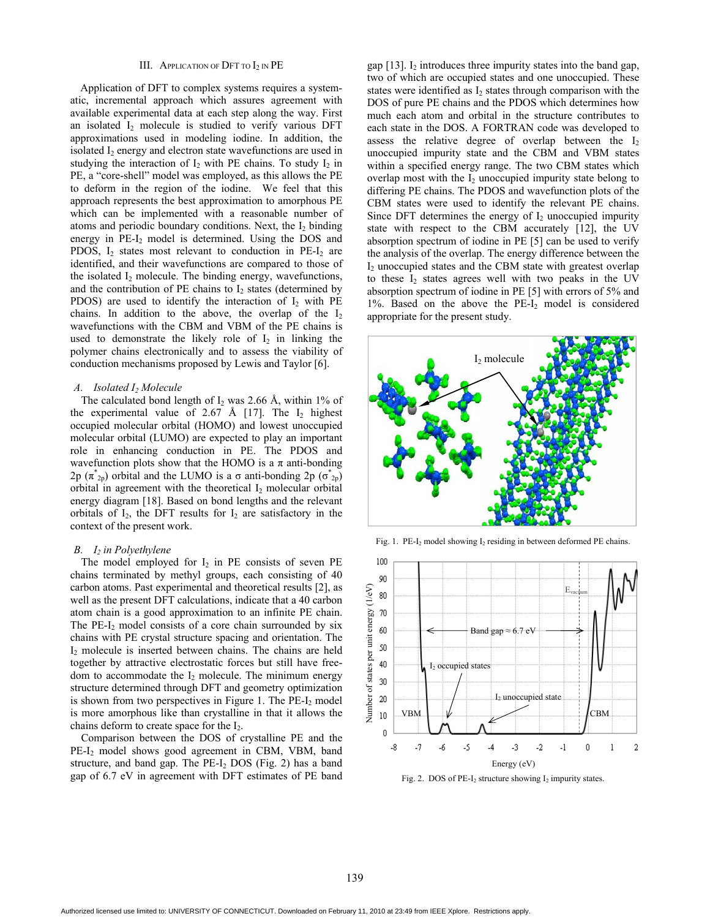## III. Application of DFT to $I_2$ in PE

Application of DFT to complex systems requires a systematic, incremental approach which assures agreement with available experimental data at each step along the way. First an isolated $I_2$ molecule is studied to verify various DFT approximations used in modeling iodine. In addition, the isolated $I_2$ energy and electron state wavefunctions are used in studying the interaction of $I_2$ with PE chains. To study $I_2$ in PE, a "core-shell" model was employed, as this allows the PE to deform in the region of the iodine. We feel that this approach represents the best approximation to amorphous PE which can be implemented with a reasonable number of atoms and periodic boundary conditions. Next, the $I_2$ binding energy in PE-$I_2$ model is determined. Using the DOS and PDOS, $I_2$ states most relevant to conduction in PE-$I_2$ are identified, and their wavefunctions are compared to those of the isolated $I_2$ molecule. The binding energy, wavefunctions, and the contribution of PE chains to $I_2$ states (determined by PDOS) are used to identify the interaction of $I_2$ with PE chains. In addition to the above, the overlap of the $I_2$ wavefunctions with the CBM and VBM of the PE chains is used to demonstrate the likely role of $I_2$ in linking the polymer chains electronically and to assess the viability of conduction mechanisms proposed by Lewis and Taylor [6].

### *A. Isolated $I_2$ Molecule*

The calculated bond length of $I_2$ was 2.66 Å, within 1% of the experimental value of 2.67 Å [17]. The $I_2$ highest occupied molecular orbital (HOMO) and lowest unoccupied molecular orbital (LUMO) are expected to play an important role in enhancing conduction in PE. The PDOS and wavefunction plots show that the HOMO is a π anti-bonding 2p ($\pi^*_{2p}$) orbital and the LUMO is a σ anti-bonding 2p ($\sigma^*_{2p}$) orbital in agreement with the theoretical $I_2$ molecular orbital energy diagram [18]. Based on bond lengths and the relevant orbitals of $I_2$, the DFT results for $I_2$ are satisfactory in the context of the present work.

### *B. $I_2$ in Polyethylene*

The model employed for $I_2$ in PE consists of seven PE chains terminated by methyl groups, each consisting of 40 carbon atoms. Past experimental and theoretical results [2], as well as the present DFT calculations, indicate that a 40 carbon atom chain is a good approximation to an infinite PE chain. The PE-$I_2$ model consists of a core chain surrounded by six chains with PE crystal structure spacing and orientation. The $I_2$ molecule is inserted between chains. The chains are held together by attractive electrostatic forces but still have freedom to accommodate the $I_2$ molecule. The minimum energy structure determined through DFT and geometry optimization is shown from two perspectives in Figure 1. The PE-$I_2$ model is more amorphous like than crystalline in that it allows the chains deform to create space for the $I_2$.

Comparison between the DOS of crystalline PE and the PE-$I_2$ model shows good agreement in CBM, VBM, band structure, and band gap. The PE-$I_2$ DOS (Fig. 2) has a band gap of 6.7 eV in agreement with DFT estimates of PE band gap [13]. $I_2$ introduces three impurity states into the band gap, two of which are occupied states and one unoccupied. These states were identified as $I_2$ states through comparison with the DOS of pure PE chains and the PDOS which determines how much each atom and orbital in the structure contributes to each state in the DOS. A FORTRAN code was developed to assess the relative degree of overlap between the $I_2$ unoccupied impurity state and the CBM and VBM states within a specified energy range. The two CBM states which overlap most with the $I_2$ unoccupied impurity state belong to differing PE chains. The PDOS and wavefunction plots of the CBM states were used to identify the relevant PE chains. Since DFT determines the energy of $I_2$ unoccupied impurity state with respect to the CBM accurately [12], the UV absorption spectrum of iodine in PE [5] can be used to verify the analysis of the overlap. The energy difference between the $I_2$ unoccupied states and the CBM state with greatest overlap to these $I_2$ states agrees well with two peaks in the UV absorption spectrum of iodine in PE [5] with errors of 5% and 1%. Based on the above the PE-$I_2$ model is considered appropriate for the present study.

Fig. 1. PE-$I_2$ model showing $I_2$ residing in between deformed PE chains.

Fig. 2. DOS of PE-$I_2$ structure showing $I_2$ impurity states.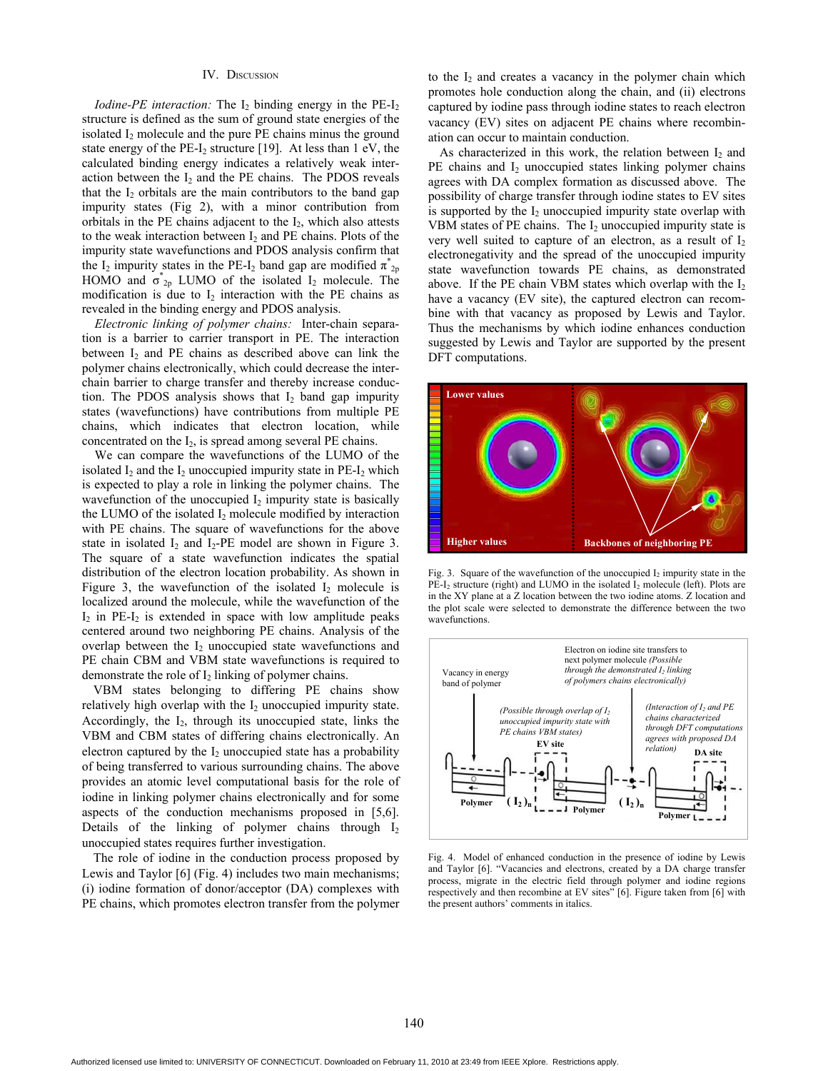## IV. Discussion

*Iodine-PE interaction:* The $I_2$ binding energy in the PE-$I_2$ structure is defined as the sum of ground state energies of the isolated $I_2$ molecule and the pure PE chains minus the ground state energy of the PE-$I_2$ structure [19]. At less than 1 eV, the calculated binding energy indicates a relatively weak interaction between the $I_2$ and the PE chains. The PDOS reveals that the $I_2$ orbitals are the main contributors to the band gap impurity states (Fig 2), with a minor contribution from orbitals in the PE chains adjacent to the $I_2$, which also attests to the weak interaction between $I_2$ and PE chains. Plots of the impurity state wavefunctions and PDOS analysis confirm that the $I_2$ impurity states in the PE-$I_2$ band gap are modified $\pi^*_{2p}$ HOMO and $\sigma^*_{2p}$ LUMO of the isolated $I_2$ molecule. The modification is due to $I_2$ interaction with the PE chains as revealed in the binding energy and PDOS analysis.

*Electronic linking of polymer chains:* Inter-chain separation is a barrier to carrier transport in PE. The interaction between $I_2$ and PE chains as described above can link the polymer chains electronically, which could decrease the inter-chain barrier to charge transfer and thereby increase conduction. The PDOS analysis shows that $I_2$ band gap impurity states (wavefunctions) have contributions from multiple PE chains, which indicates that electron location, while concentrated on the $I_2$, is spread among several PE chains.

We can compare the wavefunctions of the LUMO of the isolated $I_2$ and the $I_2$ unoccupied impurity state in PE-$I_2$ which is expected to play a role in linking the polymer chains. The wavefunction of the unoccupied $I_2$ impurity state is basically the LUMO of the isolated $I_2$ molecule modified by interaction with PE chains. The square of wavefunctions for the above state in isolated $I_2$ and $I_2$-PE model are shown in Figure 3. The square of a state wavefunction indicates the spatial distribution of the electron location probability. As shown in Figure 3, the wavefunction of the isolated $I_2$ molecule is localized around the molecule, while the wavefunction of the $I_2$ in PE-$I_2$ is extended in space with low amplitude peaks centered around two neighboring PE chains. Analysis of the overlap between the $I_2$ unoccupied state wavefunctions and PE chain CBM and VBM state wavefunctions is required to demonstrate the role of $I_2$ linking of polymer chains.

VBM states belonging to differing PE chains show relatively high overlap with the $I_2$ unoccupied impurity state. Accordingly, the $I_2$, through its unoccupied state, links the VBM and CBM states of differing chains electronically. An electron captured by the $I_2$ unoccupied state has a probability of being transferred to various surrounding chains. The above provides an atomic level computational basis for the role of iodine in linking polymer chains electronically and for some aspects of the conduction mechanisms proposed in [5,6]. Details of the linking of polymer chains through $I_2$ unoccupied states requires further investigation.

The role of iodine in the conduction process proposed by Lewis and Taylor [6] (Fig. 4) includes two main mechanisms; (i) iodine formation of donor/acceptor (DA) complexes with PE chains, which promotes electron transfer from the polymer to the $I_2$ and creates a vacancy in the polymer chain which promotes hole conduction along the chain, and (ii) electrons captured by iodine pass through iodine states to reach electron vacancy (EV) sites on adjacent PE chains where recombination can occur to maintain conduction.

As characterized in this work, the relation between $I_2$ and PE chains and $I_2$ unoccupied states linking polymer chains agrees with DA complex formation as discussed above. The possibility of charge transfer through iodine states to EV sites is supported by the $I_2$ unoccupied impurity state overlap with VBM states of PE chains. The $I_2$ unoccupied impurity state is very well suited to capture of an electron, as a result of $I_2$ electronegativity and the spread of the unoccupied impurity state wavefunction towards PE chains, as demonstrated above. If the PE chain VBM states which overlap with the $I_2$ have a vacancy (EV site), the captured electron can recombine with that vacancy as proposed by Lewis and Taylor. Thus the mechanisms by which iodine enhances conduction suggested by Lewis and Taylor are supported by the present DFT computations.

Fig. 3. Square of the wavefunction of the unoccupied $I_2$ impurity state in the PE-$I_2$ structure (right) and LUMO in the isolated $I_2$ molecule (left). Plots are in the XY plane at a Z location between the two iodine atoms. Z location and the plot scale were selected to demonstrate the difference between the two wavefunctions.

Fig. 4. Model of enhanced conduction in the presence of iodine by Lewis and Taylor [6]. "Vacancies and electrons, created by a DA charge transfer process, migrate in the electric field through polymer and iodine regions respectively and then recombine at EV sites" [6]. Figure taken from [6] with the present authors' comments in italics.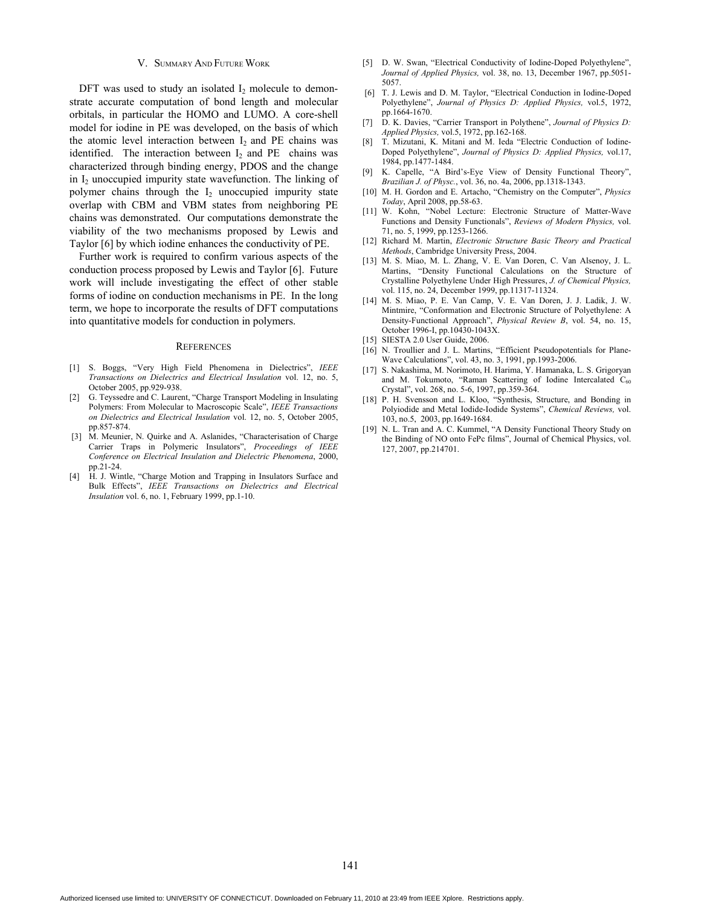## V. Summary And Future Work

DFT was used to study an isolated $I_2$ molecule to demonstrate accurate computation of bond length and molecular orbitals, in particular the HOMO and LUMO. A core-shell model for iodine in PE was developed, on the basis of which the atomic level interaction between $I_2$ and PE chains was identified. The interaction between $I_2$ and PE chains was characterized through binding energy, PDOS and the change in $I_2$ unoccupied impurity state wavefunction. The linking of polymer chains through the $I_2$ unoccupied impurity state overlap with CBM and VBM states from neighboring PE chains was demonstrated. Our computations demonstrate the viability of the two mechanisms proposed by Lewis and Taylor [6] by which iodine enhances the conductivity of PE.

Further work is required to confirm various aspects of the conduction process proposed by Lewis and Taylor [6]. Future work will include investigating the effect of other stable forms of iodine on conduction mechanisms in PE. In the long term, we hope to incorporate the results of DFT computations into quantitative models for conduction in polymers.

## References

[1] S. Boggs, "Very High Field Phenomena in Dielectrics", *IEEE Transactions on Dielectrics and Electrical Insulation* vol. 12, no. 5, October 2005, pp.929-938.

[2] G. Teyssedre and C. Laurent, "Charge Transport Modeling in Insulating Polymers: From Molecular to Macroscopic Scale", *IEEE Transactions on Dielectrics and Electrical Insulation* vol. 12, no. 5, October 2005, pp.857-874.

[3] M. Meunier, N. Quirke and A. Aslanides, "Characterisation of Charge Carrier Traps in Polymeric Insulators", *Proceedings of IEEE Conference on Electrical Insulation and Dielectric Phenomena*, 2000, pp.21-24.

[4] H. J. Wintle, "Charge Motion and Trapping in Insulators Surface and Bulk Effects", *IEEE Transactions on Dielectrics and Electrical Insulation* vol. 6, no. 1, February 1999, pp.1-10.

[5] D. W. Swan, "Electrical Conductivity of Iodine-Doped Polyethylene", *Journal of Applied Physics,* vol. 38, no. 13, December 1967, pp.5051-5057.

[6] T. J. Lewis and D. M. Taylor, "Electrical Conduction in Iodine-Doped Polyethylene", *Journal of Physics D: Applied Physics,* vol.5, 1972, pp.1664-1670.

[7] D. K. Davies, "Carrier Transport in Polythene", *Journal of Physics D: Applied Physics,* vol.5, 1972, pp.162-168.

[8] T. Mizutani, K. Mitani and M. Ieda "Electric Conduction of Iodine-Doped Polyethylene", *Journal of Physics D: Applied Physics,* vol.17, 1984, pp.1477-1484.

[9] K. Capelle, "A Bird's-Eye View of Density Functional Theory", *Brazilian J. of Physc.*, vol. 36, no. 4a, 2006, pp.1318-1343.

[10] M. H. Gordon and E. Artacho, "Chemistry on the Computer", *Physics Today*, April 2008, pp.58-63.

[11] W. Kohn, "Nobel Lecture: Electronic Structure of Matter-Wave Functions and Density Functionals", *Reviews of Modern Physics,* vol. 71, no. 5, 1999, pp.1253-1266.

[12] Richard M. Martin, *Electronic Structure Basic Theory and Practical Methods*, Cambridge University Press, 2004.

[13] M. S. Miao, M. L. Zhang, V. E. Van Doren, C. Van Alsenoy, J. L. Martins, "Density Functional Calculations on the Structure of Crystalline Polyethylene Under High Pressures, *J. of Chemical Physics,* vol. 115, no. 24, December 1999, pp.11317-11324.

[14] M. S. Miao, P. E. Van Camp, V. E. Van Doren, J. J. Ladik, J. W. Mintmire, "Conformation and Electronic Structure of Polyethylene: A Density-Functional Approach", *Physical Review B*, vol. 54, no. 15, October 1996-I, pp.10430-1043X.

[15] SIESTA 2.0 User Guide, 2006.

[16] N. Troullier and J. L. Martins, "Efficient Pseudopotentials for Plane-Wave Calculations", vol. 43, no. 3, 1991, pp.1993-2006.

[17] S. Nakashima, M. Norimoto, H. Harima, Y. Hamanaka, L. S. Grigoryan and M. Tokumoto, "Raman Scattering of Iodine Intercalated $C_{60}$ Crystal", vol. 268, no. 5-6, 1997, pp.359-364.

[18] P. H. Svensson and L. Kloo, "Synthesis, Structure, and Bonding in Polyiodide and Metal Iodide-Iodide Systems", *Chemical Reviews,* vol. 103, no.5, 2003, pp.1649-1684.

[19] N. L. Tran and A. C. Kummel, "A Density Functional Theory Study on the Binding of NO onto FePc films", Journal of Chemical Physics, vol. 127, 2007, pp.214701.